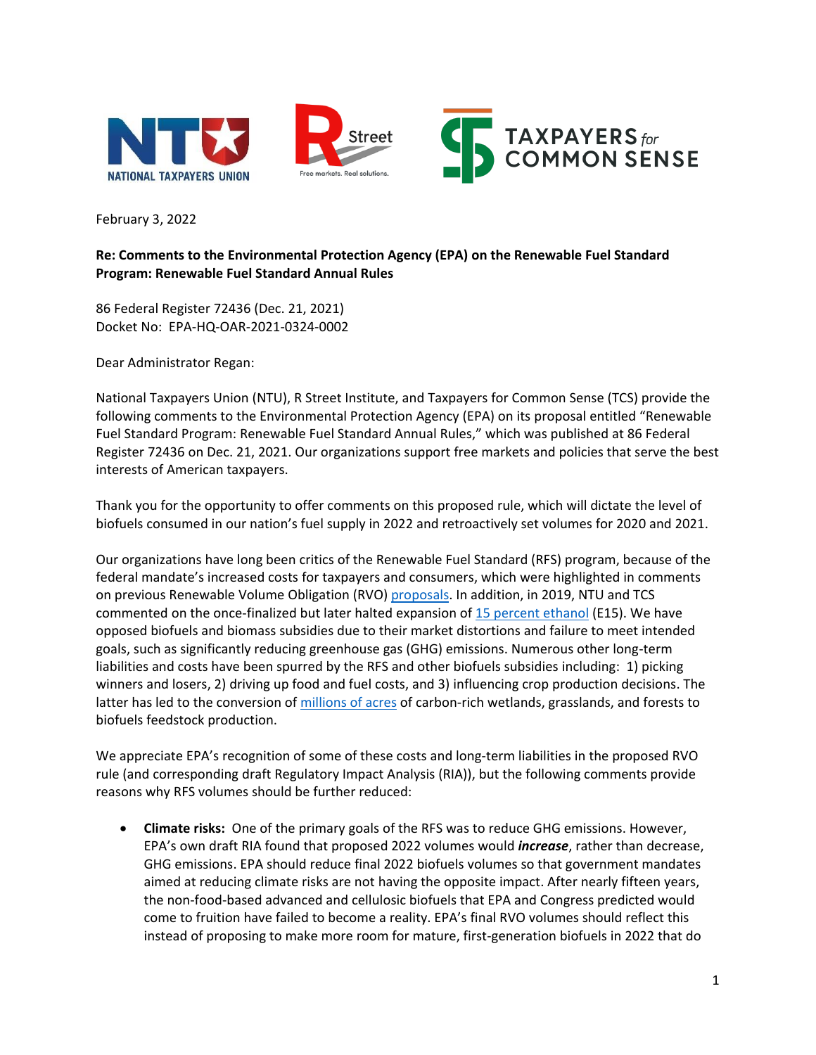February 3, 2022

**Re: Comments to the Environmental Protection Agency (EPA) on the Renewable Fuel Standard Program: Renewable Fuel Standard Annual Rules**

86 Federal Register 72436 (Dec. 21, 2021)
Docket No: EPA-HQ-OAR-2021-0324-0002

Dear Administrator Regan:

National Taxpayers Union (NTU), R Street Institute, and Taxpayers for Common Sense (TCS) provide the following comments to the Environmental Protection Agency (EPA) on its proposal entitled "Renewable Fuel Standard Program: Renewable Fuel Standard Annual Rules," which was published at 86 Federal Register 72436 on Dec. 21, 2021. Our organizations support free markets and policies that serve the best interests of American taxpayers.

Thank you for the opportunity to offer comments on this proposed rule, which will dictate the level of biofuels consumed in our nation's fuel supply in 2022 and retroactively set volumes for 2020 and 2021.

Our organizations have long been critics of the Renewable Fuel Standard (RFS) program, because of the federal mandate's increased costs for taxpayers and consumers, which were highlighted in comments on previous Renewable Volume Obligation (RVO) proposals. In addition, in 2019, NTU and TCS commented on the once-finalized but later halted expansion of 15 percent ethanol (E15). We have opposed biofuels and biomass subsidies due to their market distortions and failure to meet intended goals, such as significantly reducing greenhouse gas (GHG) emissions. Numerous other long-term liabilities and costs have been spurred by the RFS and other biofuels subsidies including: 1) picking winners and losers, 2) driving up food and fuel costs, and 3) influencing crop production decisions. The latter has led to the conversion of millions of acres of carbon-rich wetlands, grasslands, and forests to biofuels feedstock production.

We appreciate EPA's recognition of some of these costs and long-term liabilities in the proposed RVO rule (and corresponding draft Regulatory Impact Analysis (RIA)), but the following comments provide reasons why RFS volumes should be further reduced:

- **Climate risks:** One of the primary goals of the RFS was to reduce GHG emissions. However, EPA's own draft RIA found that proposed 2022 volumes would ***increase***, rather than decrease, GHG emissions. EPA should reduce final 2022 biofuels volumes so that government mandates aimed at reducing climate risks are not having the opposite impact. After nearly fifteen years, the non-food-based advanced and cellulosic biofuels that EPA and Congress predicted would come to fruition have failed to become a reality. EPA's final RVO volumes should reflect this instead of proposing to make more room for mature, first-generation biofuels in 2022 that do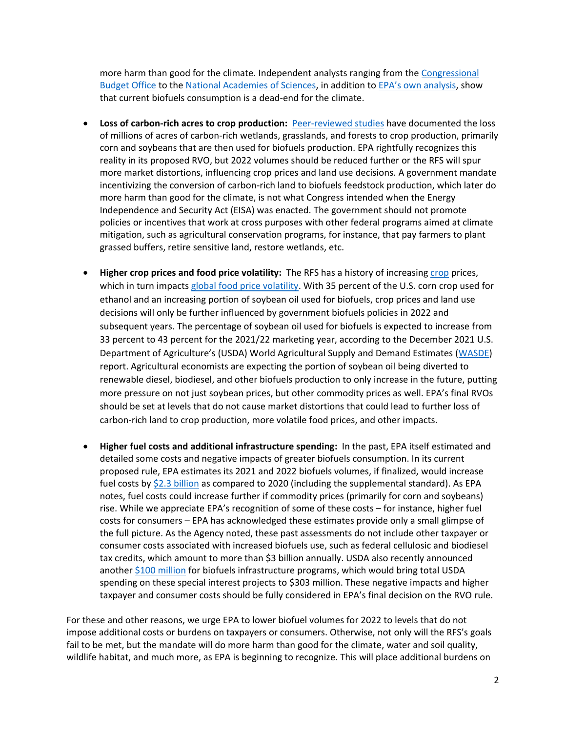more harm than good for the climate. Independent analysts ranging from the Congressional Budget Office to the National Academies of Sciences, in addition to EPA's own analysis, show that current biofuels consumption is a dead-end for the climate.

- **Loss of carbon-rich acres to crop production:** Peer-reviewed studies have documented the loss of millions of acres of carbon-rich wetlands, grasslands, and forests to crop production, primarily corn and soybeans that are then used for biofuels production. EPA rightfully recognizes this reality in its proposed RVO, but 2022 volumes should be reduced further or the RFS will spur more market distortions, influencing crop prices and land use decisions. A government mandate incentivizing the conversion of carbon-rich land to biofuels feedstock production, which later do more harm than good for the climate, is not what Congress intended when the Energy Independence and Security Act (EISA) was enacted. The government should not promote policies or incentives that work at cross purposes with other federal programs aimed at climate mitigation, such as agricultural conservation programs, for instance, that pay farmers to plant grassed buffers, retire sensitive land, restore wetlands, etc.

- **Higher crop prices and food price volatility:** The RFS has a history of increasing crop prices, which in turn impacts global food price volatility. With 35 percent of the U.S. corn crop used for ethanol and an increasing portion of soybean oil used for biofuels, crop prices and land use decisions will only be further influenced by government biofuels policies in 2022 and subsequent years. The percentage of soybean oil used for biofuels is expected to increase from 33 percent to 43 percent for the 2021/22 marketing year, according to the December 2021 U.S. Department of Agriculture's (USDA) World Agricultural Supply and Demand Estimates (WASDE) report. Agricultural economists are expecting the portion of soybean oil being diverted to renewable diesel, biodiesel, and other biofuels production to only increase in the future, putting more pressure on not just soybean prices, but other commodity prices as well. EPA's final RVOs should be set at levels that do not cause market distortions that could lead to further loss of carbon-rich land to crop production, more volatile food prices, and other impacts.

- **Higher fuel costs and additional infrastructure spending:** In the past, EPA itself estimated and detailed some costs and negative impacts of greater biofuels consumption. In its current proposed rule, EPA estimates its 2021 and 2022 biofuels volumes, if finalized, would increase fuel costs by $2.3 billion as compared to 2020 (including the supplemental standard). As EPA notes, fuel costs could increase further if commodity prices (primarily for corn and soybeans) rise. While we appreciate EPA's recognition of some of these costs – for instance, higher fuel costs for consumers – EPA has acknowledged these estimates provide only a small glimpse of the full picture. As the Agency noted, these past assessments do not include other taxpayer or consumer costs associated with increased biofuels use, such as federal cellulosic and biodiesel tax credits, which amount to more than $3 billion annually. USDA also recently announced another $100 million for biofuels infrastructure programs, which would bring total USDA spending on these special interest projects to $303 million. These negative impacts and higher taxpayer and consumer costs should be fully considered in EPA's final decision on the RVO rule.

For these and other reasons, we urge EPA to lower biofuel volumes for 2022 to levels that do not impose additional costs or burdens on taxpayers or consumers. Otherwise, not only will the RFS's goals fail to be met, but the mandate will do more harm than good for the climate, water and soil quality, wildlife habitat, and much more, as EPA is beginning to recognize. This will place additional burdens on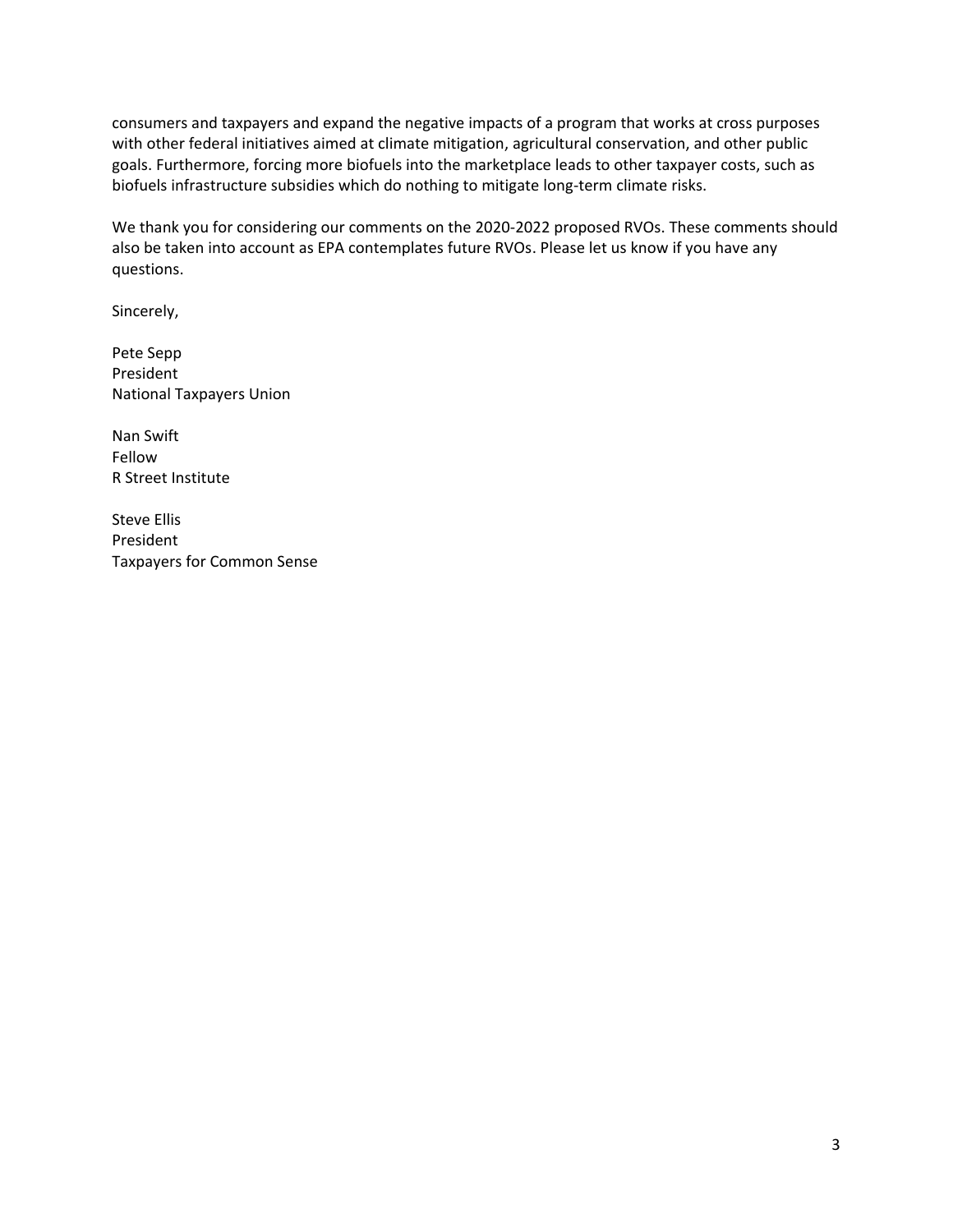consumers and taxpayers and expand the negative impacts of a program that works at cross purposes with other federal initiatives aimed at climate mitigation, agricultural conservation, and other public goals. Furthermore, forcing more biofuels into the marketplace leads to other taxpayer costs, such as biofuels infrastructure subsidies which do nothing to mitigate long-term climate risks.

We thank you for considering our comments on the 2020-2022 proposed RVOs. These comments should also be taken into account as EPA contemplates future RVOs. Please let us know if you have any questions.

Sincerely,

Pete Sepp  
President  
National Taxpayers Union

Nan Swift  
Fellow  
R Street Institute

Steve Ellis  
President  
Taxpayers for Common Sense